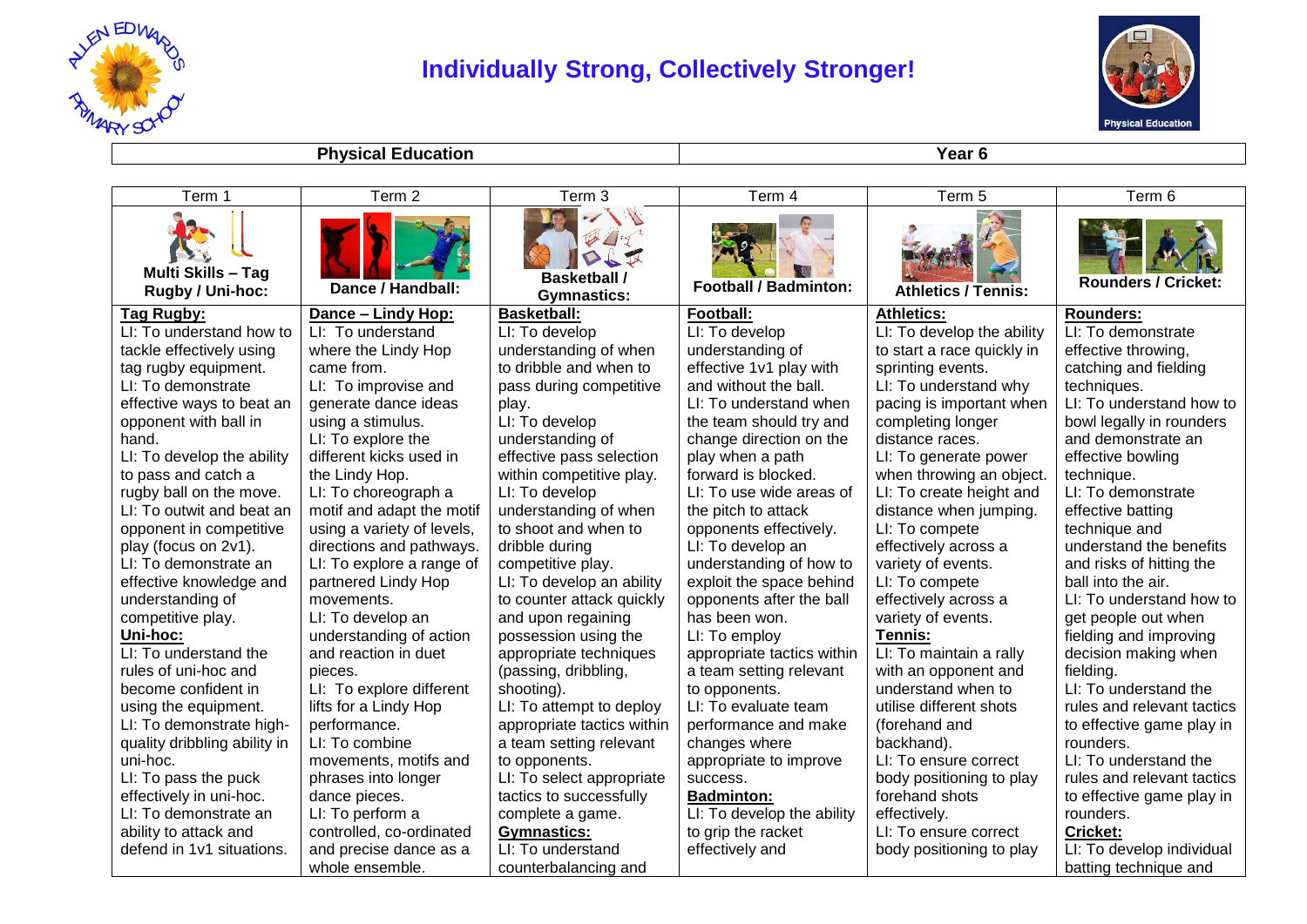# Individually Strong, Collectively Stronger!

| Physical Education | Year 6 |
|---|---|

| Term 1 | Term 2 | Term 3 | Term 4 | Term 5 | Term 6 |
|---|---|---|---|---|---|
| **Multi Skills – Tag Rugby / Uni-hoc:** | **Dance / Handball:** | **Basketball / Gymnastics:** | **Football / Badminton:** | **Athletics / Tennis:** | **Rounders / Cricket:** |
| **Tag Rugby:**<br>LI: To understand how to tackle effectively using tag rugby equipment.<br>LI: To demonstrate effective ways to beat an opponent with ball in hand.<br>LI: To develop the ability to pass and catch a rugby ball on the move.<br>LI: To outwit and beat an opponent in competitive play (focus on 2v1).<br>LI: To demonstrate an effective knowledge and understanding of competitive play.<br>**Uni-hoc:**<br>LI: To understand the rules of uni-hoc and become confident in using the equipment.<br>LI: To demonstrate high-quality dribbling ability in uni-hoc.<br>LI: To pass the puck effectively in uni-hoc.<br>LI: To demonstrate an ability to attack and defend in 1v1 situations. | **Dance – Lindy Hop:**<br>LI: To understand where the Lindy Hop came from.<br>LI: To improvise and generate dance ideas using a stimulus.<br>LI: To explore the different kicks used in the Lindy Hop.<br>LI: To choreograph a motif and adapt the motif using a variety of levels, directions and pathways.<br>LI: To explore a range of partnered Lindy Hop movements.<br>LI: To develop an understanding of action and reaction in duet pieces.<br>LI: To explore different lifts for a Lindy Hop performance.<br>LI: To combine movements, motifs and phrases into longer dance pieces.<br>LI: To perform a controlled, co-ordinated and precise dance as a whole ensemble. | **Basketball:**<br>LI: To develop understanding of when to dribble and when to pass during competitive play.<br>LI: To develop understanding of effective pass selection within competitive play.<br>LI: To develop understanding of when to shoot and when to dribble during competitive play.<br>LI: To develop an ability to counter attack quickly and upon regaining possession using the appropriate techniques (passing, dribbling, shooting).<br>LI: To attempt to deploy appropriate tactics within a team setting relevant to opponents.<br>LI: To select appropriate tactics to successfully complete a game.<br>**Gymnastics:**<br>LI: To understand counterbalancing and | **Football:**<br>LI: To develop understanding of effective 1v1 play with and without the ball.<br>LI: To understand when the team should try and change direction on the play when a path forward is blocked.<br>LI: To use wide areas of the pitch to attack opponents effectively.<br>LI: To develop an understanding of how to exploit the space behind opponents after the ball has been won.<br>LI: To employ appropriate tactics within a team setting relevant to opponents.<br>LI: To evaluate team performance and make changes where appropriate to improve success.<br>**Badminton:**<br>LI: To develop the ability to grip the racket effectively and | **Athletics:**<br>LI: To develop the ability to start a race quickly in sprinting events.<br>LI: To understand why pacing is important when completing longer distance races.<br>LI: To generate power when throwing an object.<br>LI: To create height and distance when jumping.<br>LI: To compete effectively across a variety of events.<br>LI: To compete effectively across a variety of events.<br>**Tennis:**<br>LI: To maintain a rally with an opponent and understand when to utilise different shots (forehand and backhand).<br>LI: To ensure correct body positioning to play forehand shots effectively.<br>LI: To ensure correct body positioning to play | **Rounders:**<br>LI: To demonstrate effective throwing, catching and fielding techniques.<br>LI: To understand how to bowl legally in rounders and demonstrate an effective bowling technique.<br>LI: To demonstrate effective batting technique and understand the benefits and risks of hitting the ball into the air.<br>LI: To understand how to get people out when fielding and improving decision making when fielding.<br>LI: To understand the rules and relevant tactics to effective game play in rounders.<br>LI: To understand the rules and relevant tactics to effective game play in rounders.<br>**Cricket:**<br>LI: To develop individual batting technique and |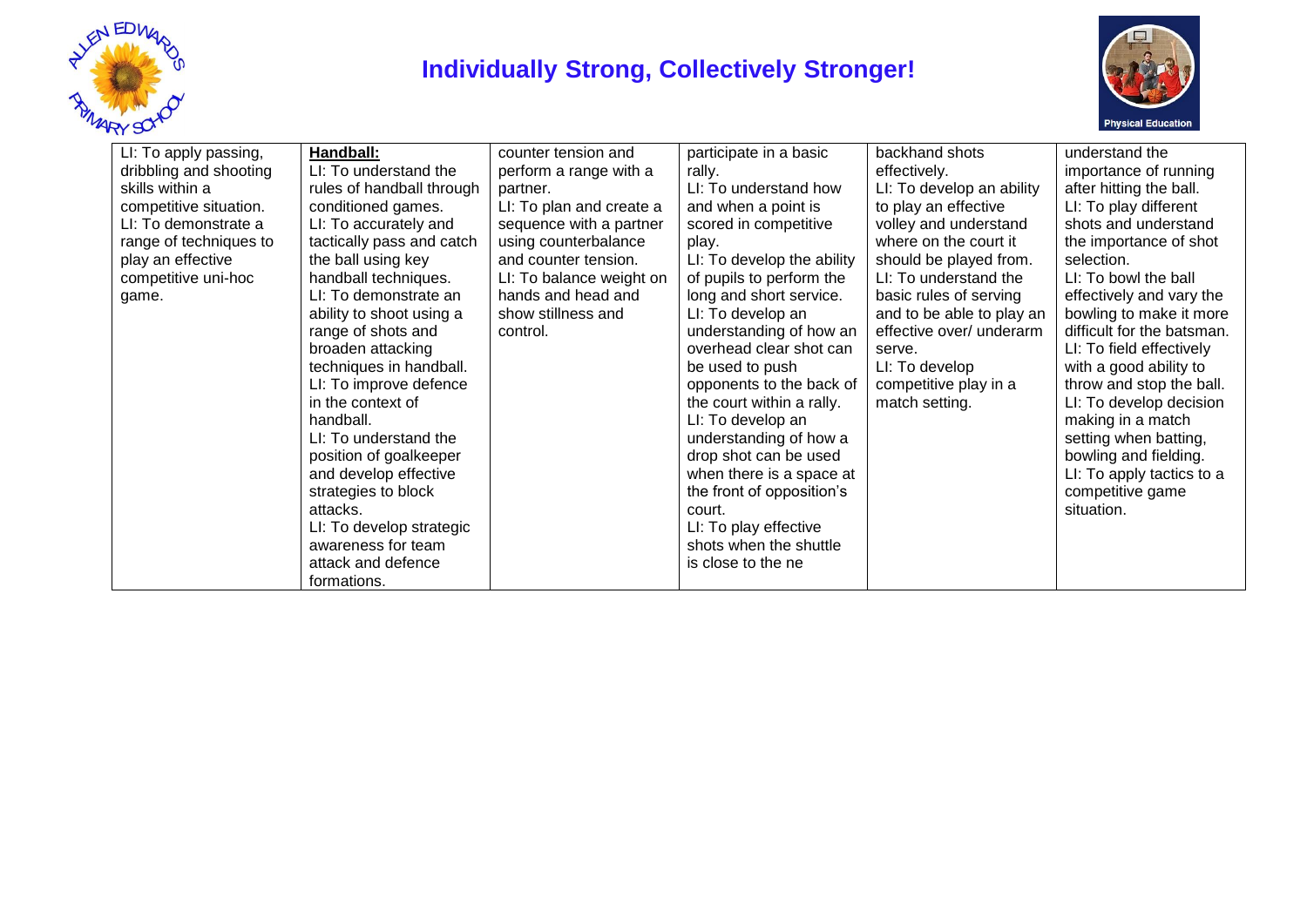# Individually Strong, Collectively Stronger!

| | | | | | |
|---|---|---|---|---|---|
| LI: To apply passing, dribbling and shooting skills within a competitive situation.<br>LI: To demonstrate a range of techniques to play an effective competitive uni-hoc game. | **Handball:**<br>LI: To understand the rules of handball through conditioned games.<br>LI: To accurately and tactically pass and catch the ball using key handball techniques.<br>LI: To demonstrate an ability to shoot using a range of shots and broaden attacking techniques in handball.<br>LI: To improve defence in the context of handball.<br>LI: To understand the position of goalkeeper and develop effective strategies to block attacks.<br>LI: To develop strategic awareness for team attack and defence formations. | counter tension and perform a range with a partner.<br>LI: To plan and create a sequence with a partner using counterbalance and counter tension.<br>LI: To balance weight on hands and head and show stillness and control. | participate in a basic rally.<br>LI: To understand how and when a point is scored in competitive play.<br>LI: To develop the ability of pupils to perform the long and short service.<br>LI: To develop an understanding of how an overhead clear shot can be used to push opponents to the back of the court within a rally.<br>LI: To develop an understanding of how a drop shot can be used when there is a space at the front of opposition's court.<br>LI: To play effective shots when the shuttle is close to the ne | backhand shots effectively.<br>LI: To develop an ability to play an effective volley and understand where on the court it should be played from.<br>LI: To understand the basic rules of serving and to be able to play an effective over/ underarm serve.<br>LI: To develop competitive play in a match setting. | understand the importance of running after hitting the ball.<br>LI: To play different shots and understand the importance of shot selection.<br>LI: To bowl the ball effectively and vary the bowling to make it more difficult for the batsman.<br>LI: To field effectively with a good ability to throw and stop the ball.<br>LI: To develop decision making in a match setting when batting, bowling and fielding.<br>LI: To apply tactics to a competitive game situation. |